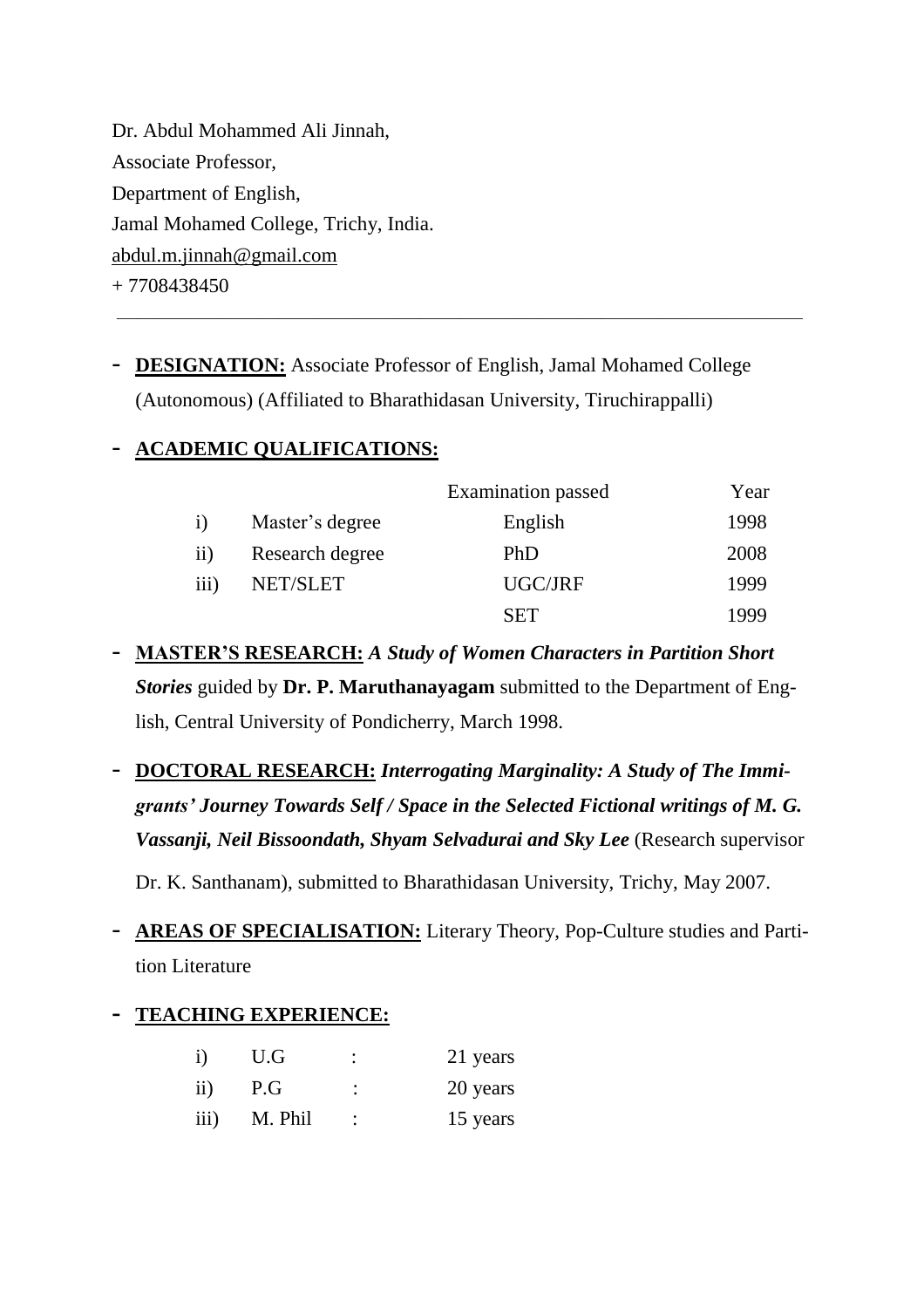Dr. Abdul Mohammed Ali Jinnah,
Associate Professor,
Department of English,
Jamal Mohamed College, Trichy, India.
abdul.m.jinnah@gmail.com
+ 7708438450

---

- **DESIGNATION:** Associate Professor of English, Jamal Mohamed College (Autonomous) (Affiliated to Bharathidasan University, Tiruchirappalli)

- **ACADEMIC QUALIFICATIONS:**

| | | Examination passed | Year |
|---|---|---|---|
| i) | Master's degree | English | 1998 |
| ii) | Research degree | PhD | 2008 |
| iii) | NET/SLET | UGC/JRF | 1999 |
| | | SET | 1999 |

- **MASTER'S RESEARCH:** ***A Study of Women Characters in Partition Short Stories*** guided by **Dr. P. Maruthanayagam** submitted to the Department of English, Central University of Pondicherry, March 1998.

- **DOCTORAL RESEARCH:** ***Interrogating Marginality: A Study of The Immigrants' Journey Towards Self / Space in the Selected Fictional writings of M. G. Vassanji, Neil Bissoondath, Shyam Selvadurai and Sky Lee*** (Research supervisor Dr. K. Santhanam), submitted to Bharathidasan University, Trichy, May 2007.

- **AREAS OF SPECIALISATION:** Literary Theory, Pop-Culture studies and Partition Literature

- **TEACHING EXPERIENCE:**

| | | | |
|---|---|---|---|
| i) | U.G | : | 21 years |
| ii) | P.G | : | 20 years |
| iii) | M. Phil | : | 15 years |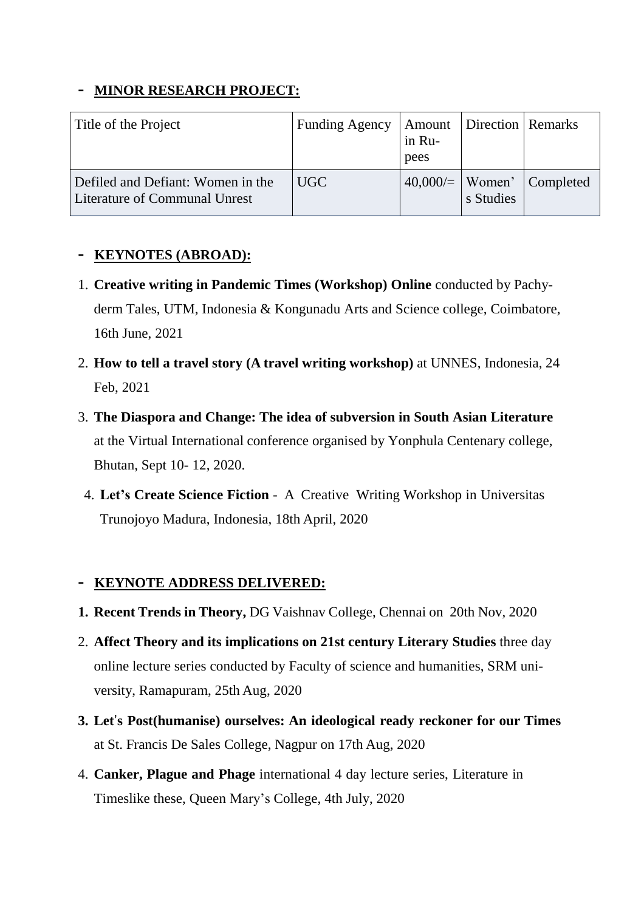- **MINOR RESEARCH PROJECT:**

| Title of the Project | Funding Agency | Amount in Rupees | Direction | Remarks |
| --- | --- | --- | --- | --- |
| Defiled and Defiant: Women in the Literature of Communal Unrest | UGC | 40,000/= | Women's Studies | Completed |

- **KEYNOTES (ABROAD):**

1. **Creative writing in Pandemic Times (Workshop) Online** conducted by Pachyderm Tales, UTM, Indonesia & Kongunadu Arts and Science college, Coimbatore, 16th June, 2021
2. **How to tell a travel story (A travel writing workshop)** at UNNES, Indonesia, 24 Feb, 2021
3. **The Diaspora and Change: The idea of subversion in South Asian Literature** at the Virtual International conference organised by Yonphula Centenary college, Bhutan, Sept 10- 12, 2020.
4. **Let's Create Science Fiction** - A Creative Writing Workshop in Universitas Trunojoyo Madura, Indonesia, 18th April, 2020

- **KEYNOTE ADDRESS DELIVERED:**

1. **Recent Trends in Theory,** DG Vaishnav College, Chennai on 20th Nov, 2020
2. **Affect Theory and its implications on 21st century Literary Studies** three day online lecture series conducted by Faculty of science and humanities, SRM university, Ramapuram, 25th Aug, 2020
3. **Let's Post(humanise) ourselves: An ideological ready reckoner for our Times** at St. Francis De Sales College, Nagpur on 17th Aug, 2020
4. **Canker, Plague and Phage** international 4 day lecture series, Literature in Timeslike these, Queen Mary's College, 4th July, 2020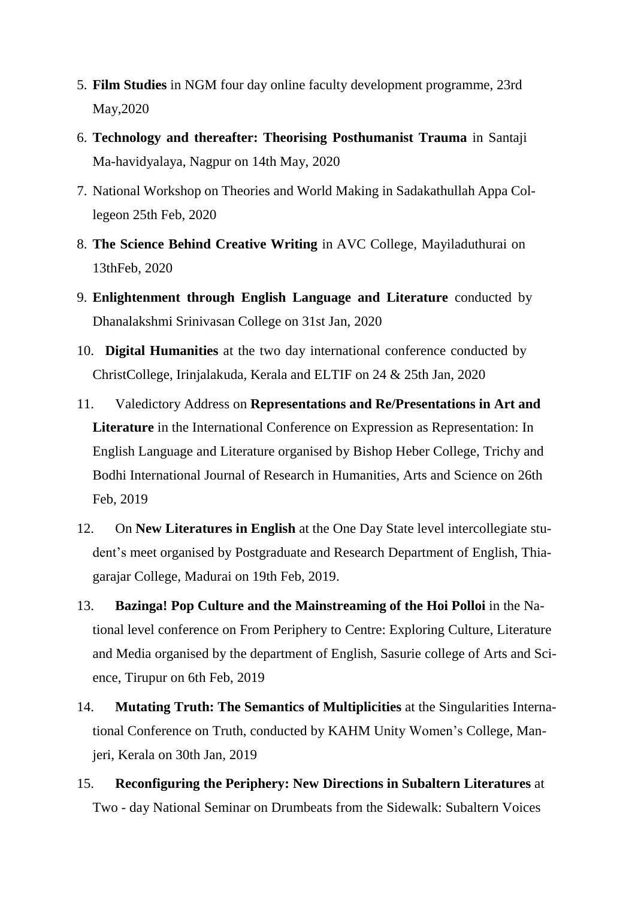5. **Film Studies** in NGM four day online faculty development programme, 23rd May,2020
6. **Technology and thereafter: Theorising Posthumanist Trauma** in Santaji Ma-havidyalaya, Nagpur on 14th May, 2020
7. National Workshop on Theories and World Making in Sadakathullah Appa Col-legeon 25th Feb, 2020
8. **The Science Behind Creative Writing** in AVC College, Mayiladuthurai on 13thFeb, 2020
9. **Enlightenment through English Language and Literature** conducted by Dhanalakshmi Srinivasan College on 31st Jan, 2020
10. **Digital Humanities** at the two day international conference conducted by ChristCollege, Irinjalakuda, Kerala and ELTIF on 24 & 25th Jan, 2020
11. Valedictory Address on **Representations and Re/Presentations in Art and Literature** in the International Conference on Expression as Representation: In English Language and Literature organised by Bishop Heber College, Trichy and Bodhi International Journal of Research in Humanities, Arts and Science on 26th Feb, 2019
12. On **New Literatures in English** at the One Day State level intercollegiate stu-dent's meet organised by Postgraduate and Research Department of English, Thia-garajar College, Madurai on 19th Feb, 2019.
13. **Bazinga! Pop Culture and the Mainstreaming of the Hoi Polloi** in the Na-tional level conference on From Periphery to Centre: Exploring Culture, Literature and Media organised by the department of English, Sasurie college of Arts and Sci-ence, Tirupur on 6th Feb, 2019
14. **Mutating Truth: The Semantics of Multiplicities** at the Singularities Interna-tional Conference on Truth, conducted by KAHM Unity Women's College, Man-jeri, Kerala on 30th Jan, 2019
15. **Reconfiguring the Periphery: New Directions in Subaltern Literatures** at Two - day National Seminar on Drumbeats from the Sidewalk: Subaltern Voices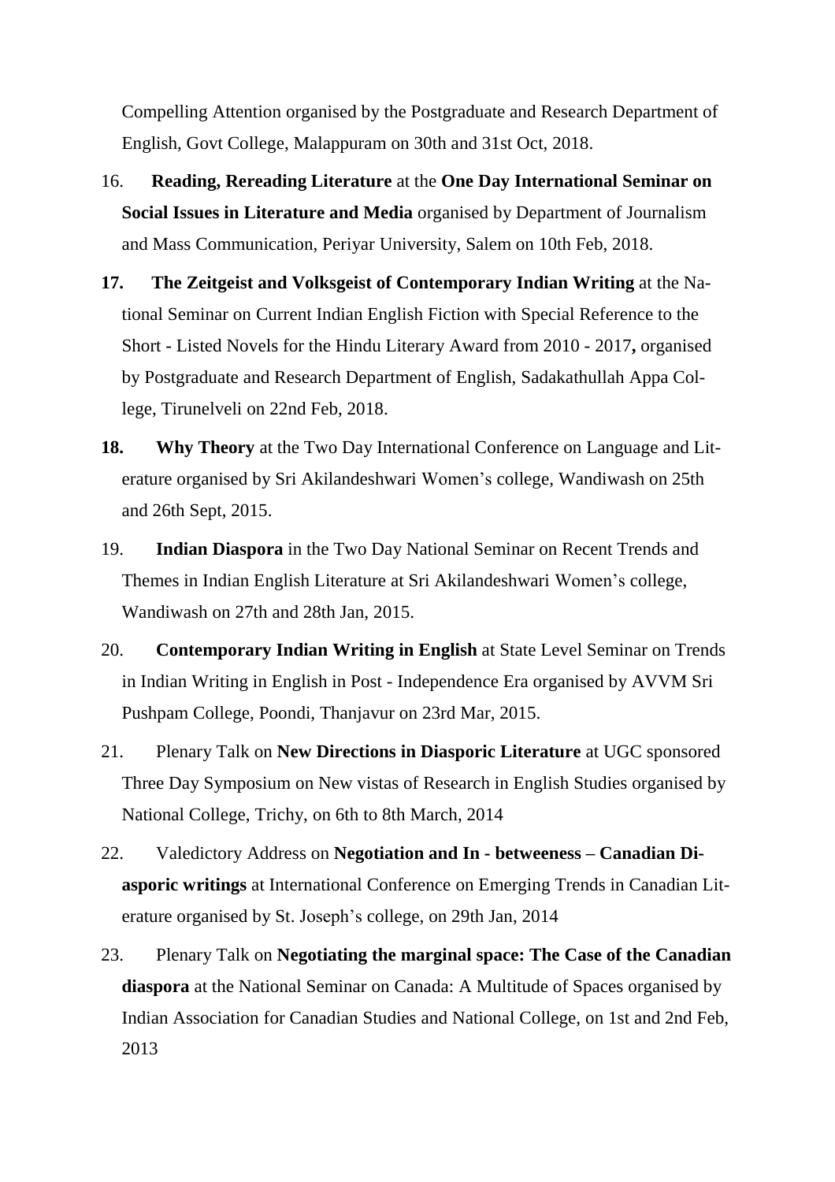Compelling Attention organised by the Postgraduate and Research Department of English, Govt College, Malappuram on 30th and 31st Oct, 2018.

16. **Reading, Rereading Literature** at the **One Day International Seminar on Social Issues in Literature and Media** organised by Department of Journalism and Mass Communication, Periyar University, Salem on 10th Feb, 2018.

**17.** **The Zeitgeist and Volksgeist of Contemporary Indian Writing** at the National Seminar on Current Indian English Fiction with Special Reference to the Short - Listed Novels for the Hindu Literary Award from 2010 - 2017**,** organised by Postgraduate and Research Department of English, Sadakathullah Appa College, Tirunelveli on 22nd Feb, 2018.

**18.** **Why Theory** at the Two Day International Conference on Language and Literature organised by Sri Akilandeshwari Women's college, Wandiwash on 25th and 26th Sept, 2015.

19. **Indian Diaspora** in the Two Day National Seminar on Recent Trends and Themes in Indian English Literature at Sri Akilandeshwari Women's college, Wandiwash on 27th and 28th Jan, 2015.

20. **Contemporary Indian Writing in English** at State Level Seminar on Trends in Indian Writing in English in Post - Independence Era organised by AVVM Sri Pushpam College, Poondi, Thanjavur on 23rd Mar, 2015.

21. Plenary Talk on **New Directions in Diasporic Literature** at UGC sponsored Three Day Symposium on New vistas of Research in English Studies organised by National College, Trichy, on 6th to 8th March, 2014

22. Valedictory Address on **Negotiation and In - betweeness – Canadian Diasporic writings** at International Conference on Emerging Trends in Canadian Literature organised by St. Joseph's college, on 29th Jan, 2014

23. Plenary Talk on **Negotiating the marginal space: The Case of the Canadian diaspora** at the National Seminar on Canada: A Multitude of Spaces organised by Indian Association for Canadian Studies and National College, on 1st and 2nd Feb, 2013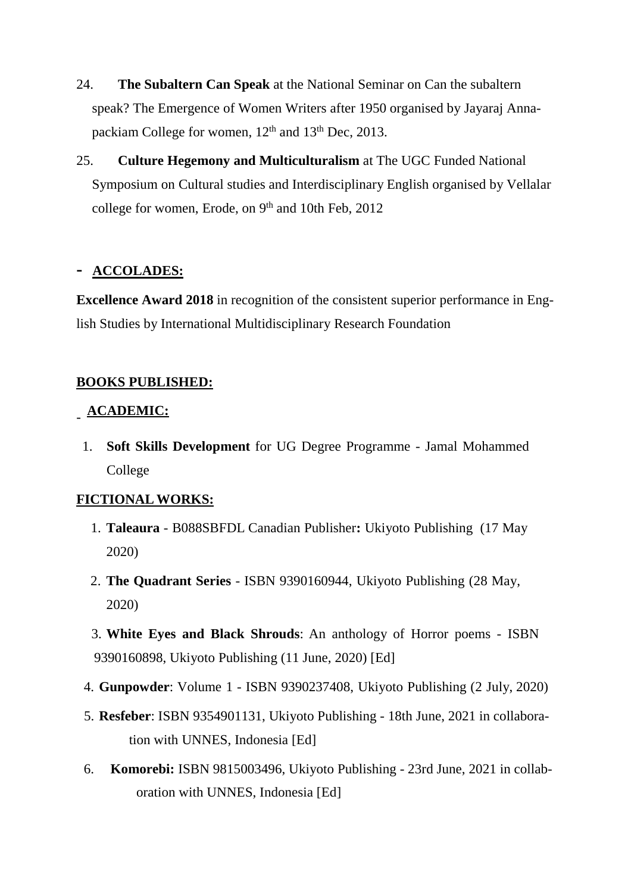24. **The Subaltern Can Speak** at the National Seminar on Can the subaltern speak? The Emergence of Women Writers after 1950 organised by Jayaraj Annapackiam College for women, 12th and 13th Dec, 2013.

25. **Culture Hegemony and Multiculturalism** at The UGC Funded National Symposium on Cultural studies and Interdisciplinary English organised by Vellalar college for women, Erode, on 9th and 10th Feb, 2012

## - ACCOLADES:

**Excellence Award 2018** in recognition of the consistent superior performance in English Studies by International Multidisciplinary Research Foundation

## BOOKS PUBLISHED:

### - ACADEMIC:

1. **Soft Skills Development** for UG Degree Programme - Jamal Mohammed College

### FICTIONAL WORKS:

1. **Taleaura** - B088SBFDL Canadian Publisher**:** Ukiyoto Publishing (17 May 2020)
2. **The Quadrant Series** - ISBN 9390160944, Ukiyoto Publishing (28 May, 2020)
3. **White Eyes and Black Shrouds**: An anthology of Horror poems - ISBN 9390160898, Ukiyoto Publishing (11 June, 2020) [Ed]
4. **Gunpowder**: Volume 1 - ISBN 9390237408, Ukiyoto Publishing (2 July, 2020)
5. **Resfeber**: ISBN 9354901131, Ukiyoto Publishing - 18th June, 2021 in collaboration with UNNES, Indonesia [Ed]
6. **Komorebi:** ISBN 9815003496, Ukiyoto Publishing - 23rd June, 2021 in collaboration with UNNES, Indonesia [Ed]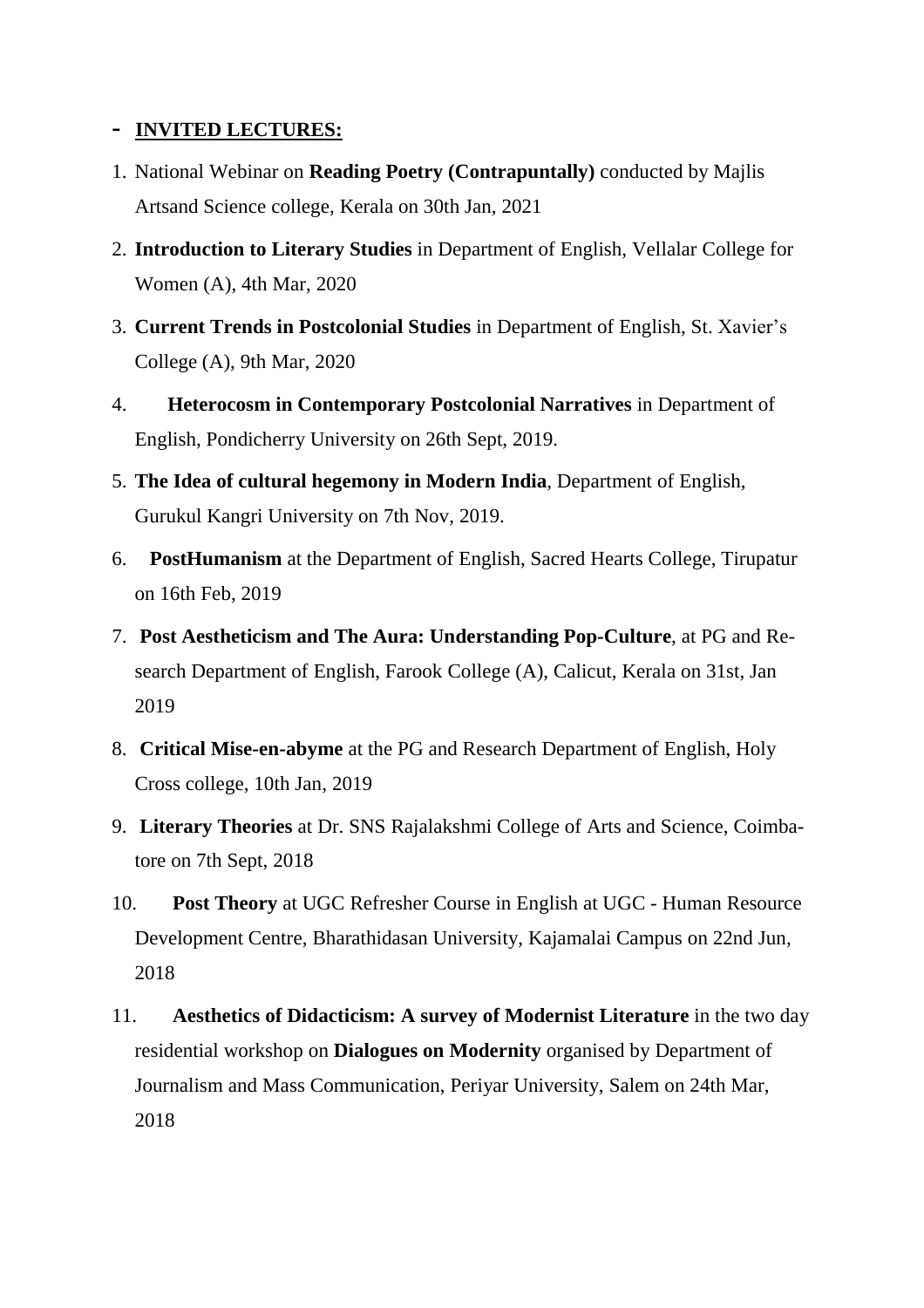- **INVITED LECTURES:**

1. National Webinar on **Reading Poetry (Contrapuntally)** conducted by Majlis Artsand Science college, Kerala on 30th Jan, 2021
2. **Introduction to Literary Studies** in Department of English, Vellalar College for Women (A), 4th Mar, 2020
3. **Current Trends in Postcolonial Studies** in Department of English, St. Xavier's College (A), 9th Mar, 2020
4. **Heterocosm in Contemporary Postcolonial Narratives** in Department of English, Pondicherry University on 26th Sept, 2019.
5. **The Idea of cultural hegemony in Modern India**, Department of English, Gurukul Kangri University on 7th Nov, 2019.
6. **PostHumanism** at the Department of English, Sacred Hearts College, Tirupatur on 16th Feb, 2019
7. **Post Aestheticism and The Aura: Understanding Pop-Culture**, at PG and Research Department of English, Farook College (A), Calicut, Kerala on 31st, Jan 2019
8. **Critical Mise-en-abyme** at the PG and Research Department of English, Holy Cross college, 10th Jan, 2019
9. **Literary Theories** at Dr. SNS Rajalakshmi College of Arts and Science, Coimbatore on 7th Sept, 2018
10. **Post Theory** at UGC Refresher Course in English at UGC - Human Resource Development Centre, Bharathidasan University, Kajamalai Campus on 22nd Jun, 2018
11. **Aesthetics of Didacticism: A survey of Modernist Literature** in the two day residential workshop on **Dialogues on Modernity** organised by Department of Journalism and Mass Communication, Periyar University, Salem on 24th Mar, 2018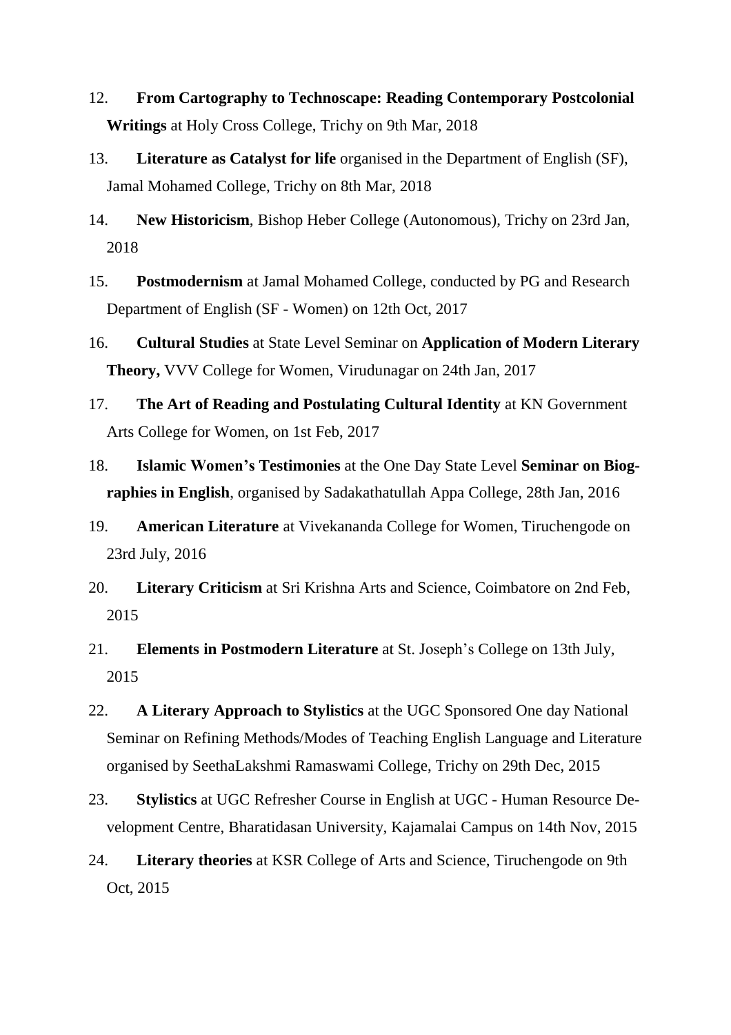12. **From Cartography to Technoscape: Reading Contemporary Postcolonial Writings** at Holy Cross College, Trichy on 9th Mar, 2018
13. **Literature as Catalyst for life** organised in the Department of English (SF), Jamal Mohamed College, Trichy on 8th Mar, 2018
14. **New Historicism**, Bishop Heber College (Autonomous), Trichy on 23rd Jan, 2018
15. **Postmodernism** at Jamal Mohamed College, conducted by PG and Research Department of English (SF - Women) on 12th Oct, 2017
16. **Cultural Studies** at State Level Seminar on **Application of Modern Literary Theory,** VVV College for Women, Virudunagar on 24th Jan, 2017
17. **The Art of Reading and Postulating Cultural Identity** at KN Government Arts College for Women, on 1st Feb, 2017
18. **Islamic Women's Testimonies** at the One Day State Level **Seminar on Biographies in English**, organised by Sadakathatullah Appa College, 28th Jan, 2016
19. **American Literature** at Vivekananda College for Women, Tiruchengode on 23rd July, 2016
20. **Literary Criticism** at Sri Krishna Arts and Science, Coimbatore on 2nd Feb, 2015
21. **Elements in Postmodern Literature** at St. Joseph's College on 13th July, 2015
22. **A Literary Approach to Stylistics** at the UGC Sponsored One day National Seminar on Refining Methods/Modes of Teaching English Language and Literature organised by SeethaLakshmi Ramaswami College, Trichy on 29th Dec, 2015
23. **Stylistics** at UGC Refresher Course in English at UGC - Human Resource Development Centre, Bharatidasan University, Kajamalai Campus on 14th Nov, 2015
24. **Literary theories** at KSR College of Arts and Science, Tiruchengode on 9th Oct, 2015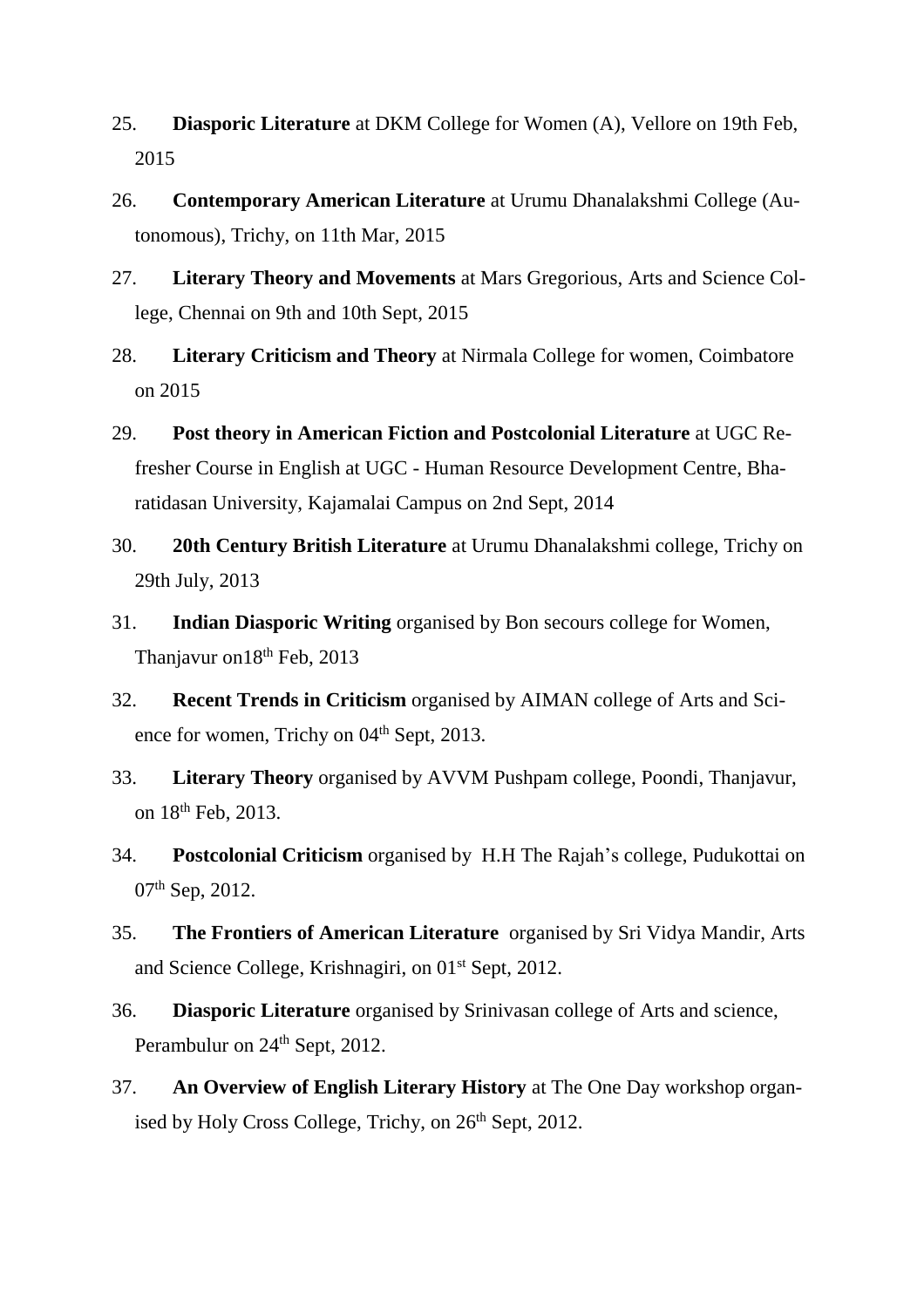25. **Diasporic Literature** at DKM College for Women (A), Vellore on 19th Feb, 2015

26. **Contemporary American Literature** at Urumu Dhanalakshmi College (Autonomous), Trichy, on 11th Mar, 2015

27. **Literary Theory and Movements** at Mars Gregorious, Arts and Science College, Chennai on 9th and 10th Sept, 2015

28. **Literary Criticism and Theory** at Nirmala College for women, Coimbatore on 2015

29. **Post theory in American Fiction and Postcolonial Literature** at UGC Refresher Course in English at UGC - Human Resource Development Centre, Bharatidasan University, Kajamalai Campus on 2nd Sept, 2014

30. **20th Century British Literature** at Urumu Dhanalakshmi college, Trichy on 29th July, 2013

31. **Indian Diasporic Writing** organised by Bon secours college for Women, Thanjavur on18th Feb, 2013

32. **Recent Trends in Criticism** organised by AIMAN college of Arts and Science for women, Trichy on 04th Sept, 2013.

33. **Literary Theory** organised by AVVM Pushpam college, Poondi, Thanjavur, on 18th Feb, 2013.

34. **Postcolonial Criticism** organised by H.H The Rajah's college, Pudukottai on 07th Sep, 2012.

35. **The Frontiers of American Literature** organised by Sri Vidya Mandir, Arts and Science College, Krishnagiri, on 01st Sept, 2012.

36. **Diasporic Literature** organised by Srinivasan college of Arts and science, Perambulur on 24th Sept, 2012.

37. **An Overview of English Literary History** at The One Day workshop organised by Holy Cross College, Trichy, on 26th Sept, 2012.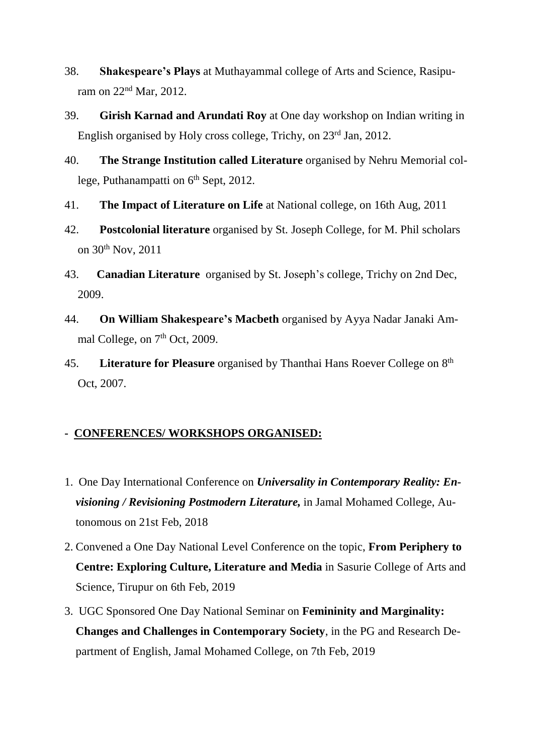38. **Shakespeare's Plays** at Muthayammal college of Arts and Science, Rasipuram on 22nd Mar, 2012.

39. **Girish Karnad and Arundati Roy** at One day workshop on Indian writing in English organised by Holy cross college, Trichy, on 23rd Jan, 2012.

40. **The Strange Institution called Literature** organised by Nehru Memorial college, Puthanampatti on 6th Sept, 2012.

41. **The Impact of Literature on Life** at National college, on 16th Aug, 2011

42. **Postcolonial literature** organised by St. Joseph College, for M. Phil scholars on 30th Nov, 2011

43. **Canadian Literature** organised by St. Joseph's college, Trichy on 2nd Dec, 2009.

44. **On William Shakespeare's Macbeth** organised by Ayya Nadar Janaki Ammal College, on 7th Oct, 2009.

45. **Literature for Pleasure** organised by Thanthai Hans Roever College on 8th Oct, 2007.

## - CONFERENCES/ WORKSHOPS ORGANISED:

1. One Day International Conference on ***Universality in Contemporary Reality: Envisioning / Revisioning Postmodern Literature,*** in Jamal Mohamed College, Autonomous on 21st Feb, 2018

2. Convened a One Day National Level Conference on the topic, **From Periphery to Centre: Exploring Culture, Literature and Media** in Sasurie College of Arts and Science, Tirupur on 6th Feb, 2019

3. UGC Sponsored One Day National Seminar on **Femininity and Marginality: Changes and Challenges in Contemporary Society**, in the PG and Research Department of English, Jamal Mohamed College, on 7th Feb, 2019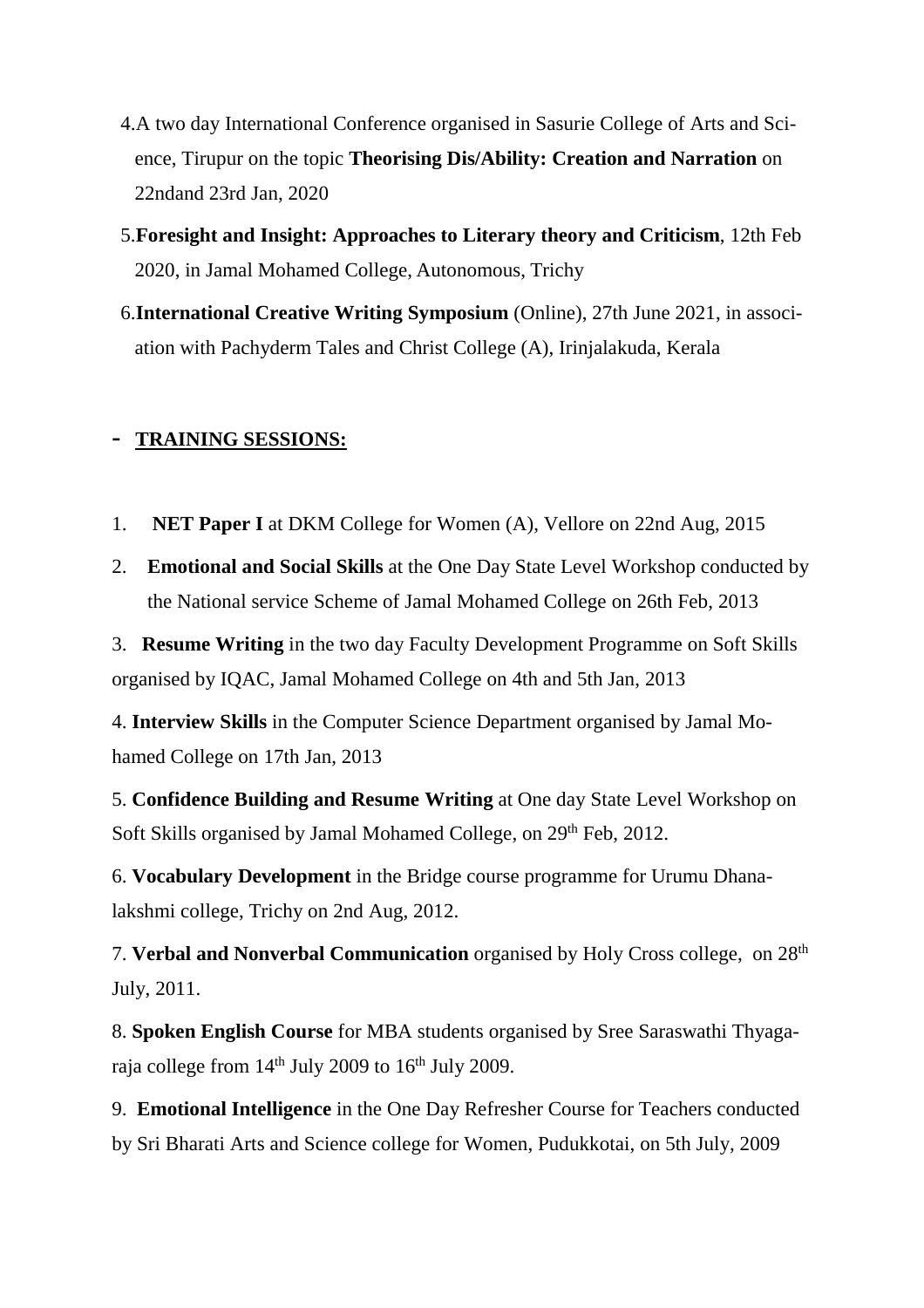4. A two day International Conference organised in Sasurie College of Arts and Science, Tirupur on the topic **Theorising Dis/Ability: Creation and Narration** on 22ndand 23rd Jan, 2020

5. **Foresight and Insight: Approaches to Literary theory and Criticism**, 12th Feb 2020, in Jamal Mohamed College, Autonomous, Trichy

6. **International Creative Writing Symposium** (Online), 27th June 2021, in association with Pachyderm Tales and Christ College (A), Irinjalakuda, Kerala

## - **TRAINING SESSIONS:**

1. **NET Paper I** at DKM College for Women (A), Vellore on 22nd Aug, 2015

2. **Emotional and Social Skills** at the One Day State Level Workshop conducted by the National service Scheme of Jamal Mohamed College on 26th Feb, 2013

3. **Resume Writing** in the two day Faculty Development Programme on Soft Skills organised by IQAC, Jamal Mohamed College on 4th and 5th Jan, 2013

4. **Interview Skills** in the Computer Science Department organised by Jamal Mohamed College on 17th Jan, 2013

5. **Confidence Building and Resume Writing** at One day State Level Workshop on Soft Skills organised by Jamal Mohamed College, on 29th Feb, 2012.

6. **Vocabulary Development** in the Bridge course programme for Urumu Dhanalakshmi college, Trichy on 2nd Aug, 2012.

7. **Verbal and Nonverbal Communication** organised by Holy Cross college, on 28th July, 2011.

8. **Spoken English Course** for MBA students organised by Sree Saraswathi Thyagaraja college from 14th July 2009 to 16th July 2009.

9. **Emotional Intelligence** in the One Day Refresher Course for Teachers conducted by Sri Bharati Arts and Science college for Women, Pudukkotai, on 5th July, 2009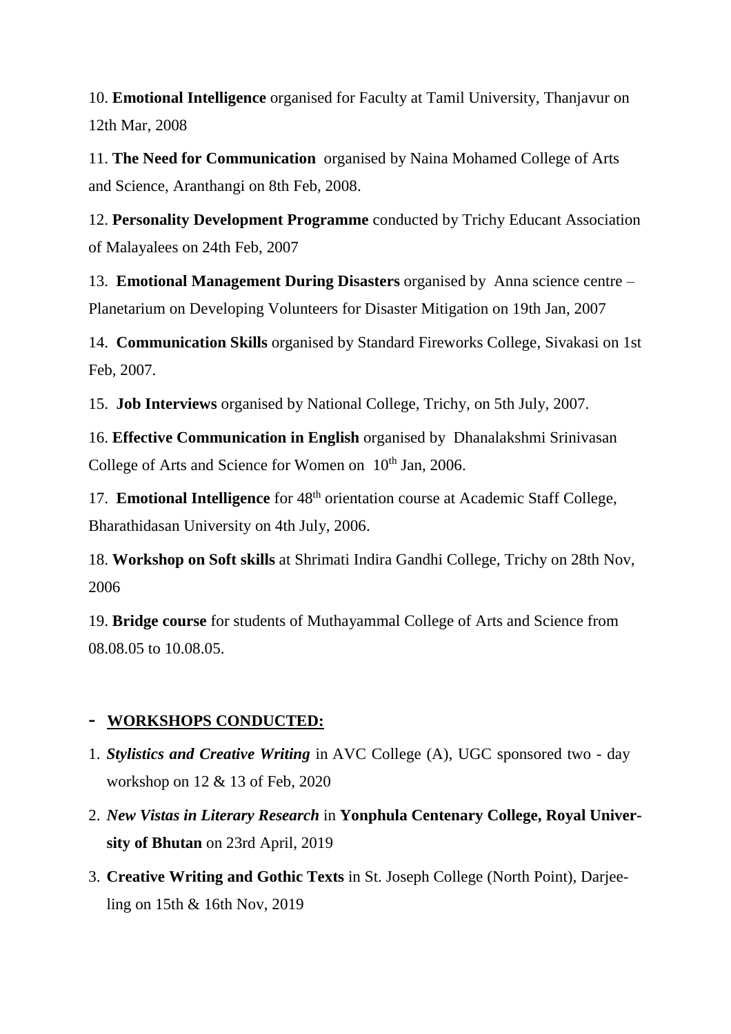10. **Emotional Intelligence** organised for Faculty at Tamil University, Thanjavur on 12th Mar, 2008

11. **The Need for Communication** organised by Naina Mohamed College of Arts and Science, Aranthangi on 8th Feb, 2008.

12. **Personality Development Programme** conducted by Trichy Educant Association of Malayalees on 24th Feb, 2007

13. **Emotional Management During Disasters** organised by Anna science centre – Planetarium on Developing Volunteers for Disaster Mitigation on 19th Jan, 2007

14. **Communication Skills** organised by Standard Fireworks College, Sivakasi on 1st Feb, 2007.

15. **Job Interviews** organised by National College, Trichy, on 5th July, 2007.

16. **Effective Communication in English** organised by Dhanalakshmi Srinivasan College of Arts and Science for Women on 10th Jan, 2006.

17. **Emotional Intelligence** for 48th orientation course at Academic Staff College, Bharathidasan University on 4th July, 2006.

18. **Workshop on Soft skills** at Shrimati Indira Gandhi College, Trichy on 28th Nov, 2006

19. **Bridge course** for students of Muthayammal College of Arts and Science from 08.08.05 to 10.08.05.

## - <u>WORKSHOPS CONDUCTED:</u>

1. ***Stylistics and Creative Writing*** in AVC College (A), UGC sponsored two - day workshop on 12 & 13 of Feb, 2020
2. ***New Vistas in Literary Research*** in **Yonphula Centenary College, Royal University of Bhutan** on 23rd April, 2019
3. **Creative Writing and Gothic Texts** in St. Joseph College (North Point), Darjeeling on 15th & 16th Nov, 2019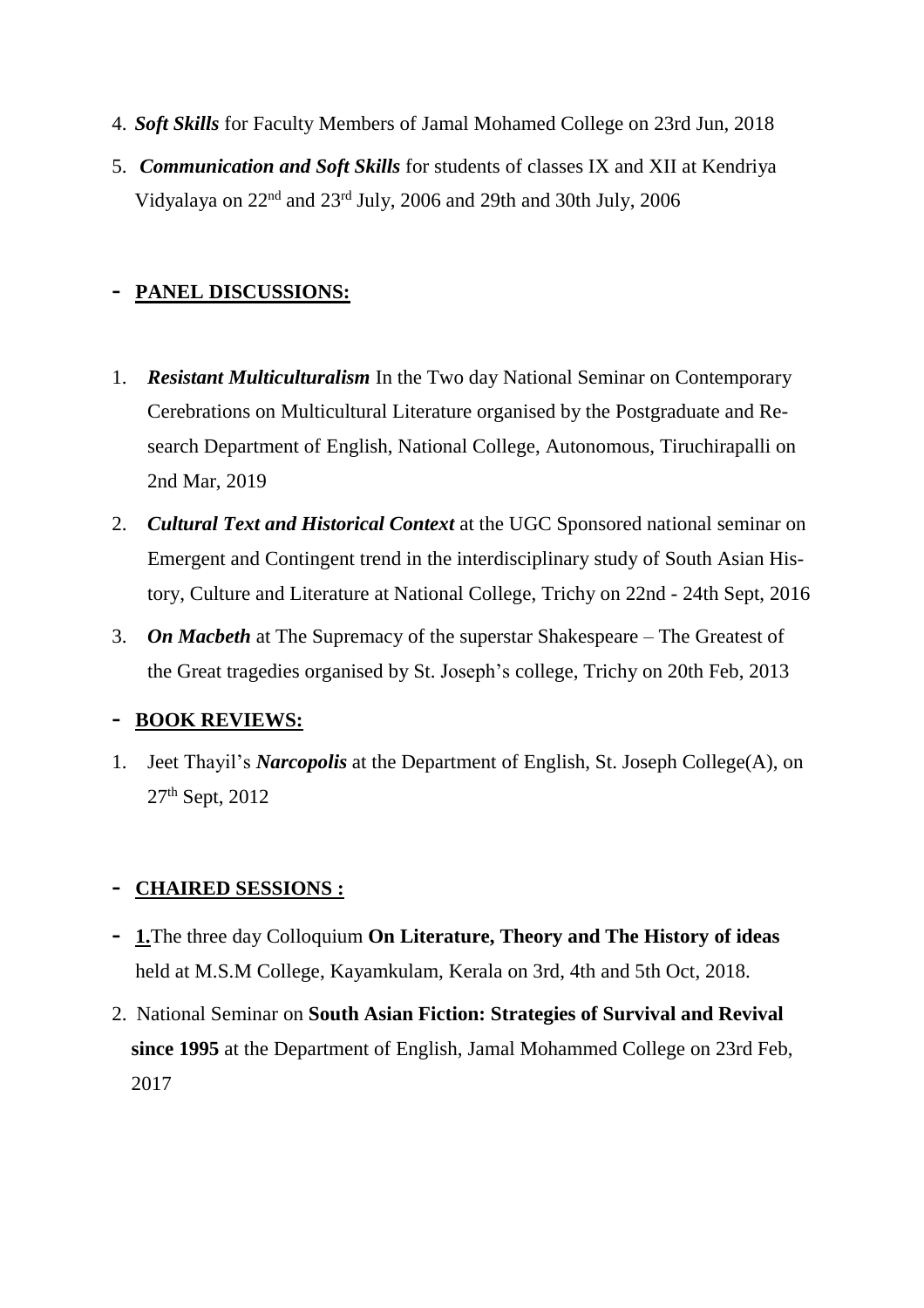4. ***Soft Skills*** for Faculty Members of Jamal Mohamed College on 23rd Jun, 2018
5. ***Communication and Soft Skills*** for students of classes IX and XII at Kendriya Vidyalaya on 22nd and 23rd July, 2006 and 29th and 30th July, 2006

- **PANEL DISCUSSIONS:**

1. ***Resistant Multiculturalism*** In the Two day National Seminar on Contemporary Cerebrations on Multicultural Literature organised by the Postgraduate and Research Department of English, National College, Autonomous, Tiruchirapalli on 2nd Mar, 2019
2. ***Cultural Text and Historical Context*** at the UGC Sponsored national seminar on Emergent and Contingent trend in the interdisciplinary study of South Asian History, Culture and Literature at National College, Trichy on 22nd - 24th Sept, 2016
3. ***On Macbeth*** at The Supremacy of the superstar Shakespeare – The Greatest of the Great tragedies organised by St. Joseph's college, Trichy on 20th Feb, 2013

- **BOOK REVIEWS:**

1. Jeet Thayil's ***Narcopolis*** at the Department of English, St. Joseph College(A), on 27th Sept, 2012

- **CHAIRED SESSIONS :**

- **1.**The three day Colloquium **On Literature, Theory and The History of ideas** held at M.S.M College, Kayamkulam, Kerala on 3rd, 4th and 5th Oct, 2018.

2. National Seminar on **South Asian Fiction: Strategies of Survival and Revival since 1995** at the Department of English, Jamal Mohammed College on 23rd Feb, 2017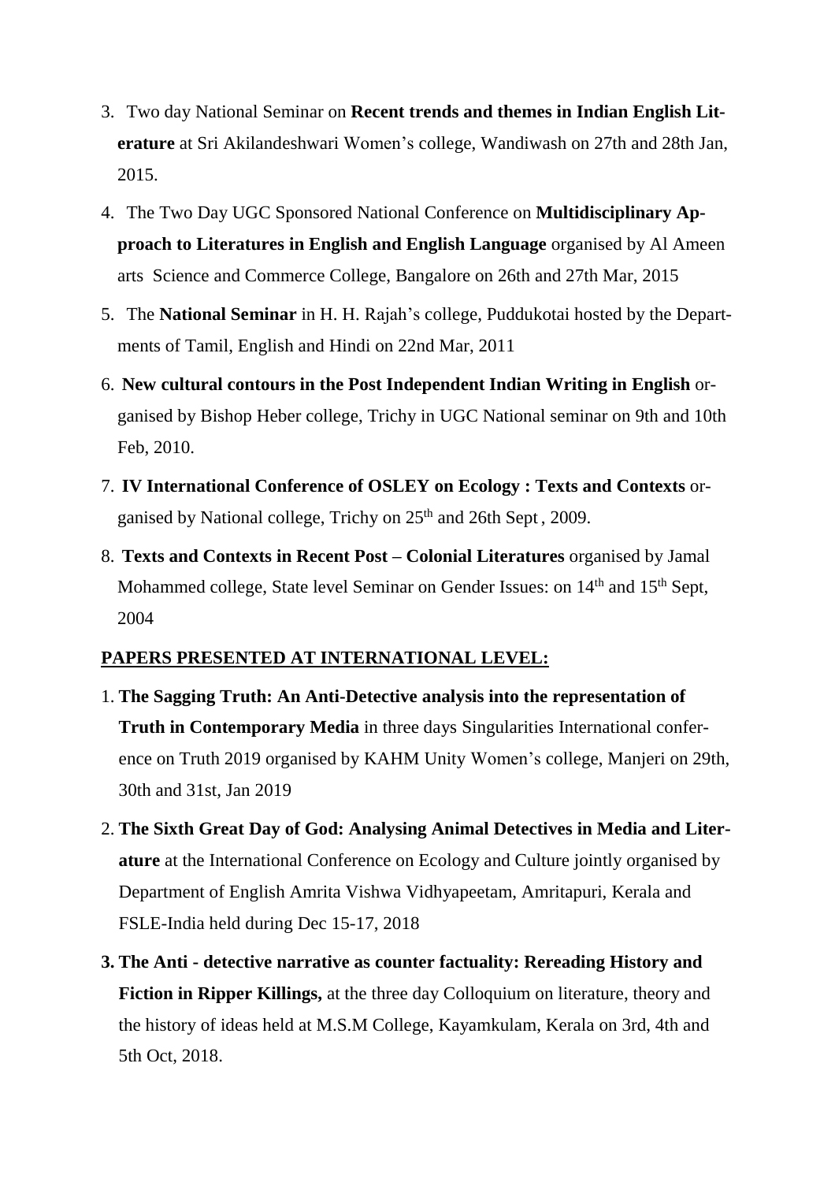3. Two day National Seminar on **Recent trends and themes in Indian English Literature** at Sri Akilandeshwari Women's college, Wandiwash on 27th and 28th Jan, 2015.
4. The Two Day UGC Sponsored National Conference on **Multidisciplinary Approach to Literatures in English and English Language** organised by Al Ameen arts Science and Commerce College, Bangalore on 26th and 27th Mar, 2015
5. The **National Seminar** in H. H. Rajah's college, Puddukotai hosted by the Departments of Tamil, English and Hindi on 22nd Mar, 2011
6. **New cultural contours in the Post Independent Indian Writing in English** organised by Bishop Heber college, Trichy in UGC National seminar on 9th and 10th Feb, 2010.
7. **IV International Conference of OSLEY on Ecology : Texts and Contexts** organised by National college, Trichy on 25th and 26th Sept, 2009.
8. **Texts and Contexts in Recent Post – Colonial Literatures** organised by Jamal Mohammed college, State level Seminar on Gender Issues: on 14th and 15th Sept, 2004

## PAPERS PRESENTED AT INTERNATIONAL LEVEL:

1. **The Sagging Truth: An Anti-Detective analysis into the representation of Truth in Contemporary Media** in three days Singularities International conference on Truth 2019 organised by KAHM Unity Women's college, Manjeri on 29th, 30th and 31st, Jan 2019
2. **The Sixth Great Day of God: Analysing Animal Detectives in Media and Literature** at the International Conference on Ecology and Culture jointly organised by Department of English Amrita Vishwa Vidhyapeetam, Amritapuri, Kerala and FSLE-India held during Dec 15-17, 2018
3. **The Anti - detective narrative as counter factuality: Rereading History and Fiction in Ripper Killings,** at the three day Colloquium on literature, theory and the history of ideas held at M.S.M College, Kayamkulam, Kerala on 3rd, 4th and 5th Oct, 2018.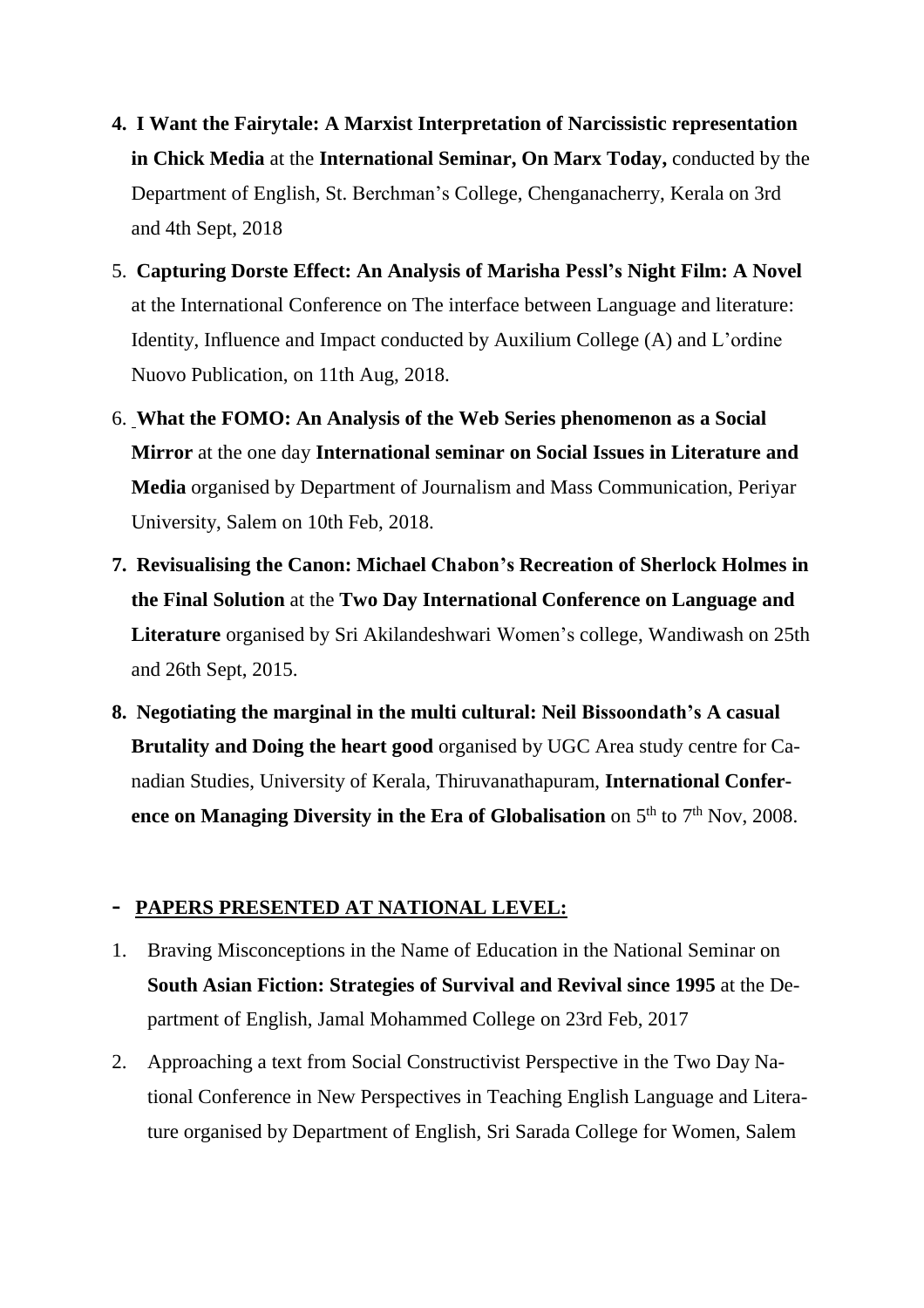4. **I Want the Fairytale: A Marxist Interpretation of Narcissistic representation in Chick Media** at the **International Seminar, On Marx Today,** conducted by the Department of English, St. Berchman's College, Chenganacherry, Kerala on 3rd and 4th Sept, 2018
5. **Capturing Dorste Effect: An Analysis of Marisha Pessl's Night Film: A Novel** at the International Conference on The interface between Language and literature: Identity, Influence and Impact conducted by Auxilium College (A) and L'ordine Nuovo Publication, on 11th Aug, 2018.
6. **What the FOMO: An Analysis of the Web Series phenomenon as a Social Mirror** at the one day **International seminar on Social Issues in Literature and Media** organised by Department of Journalism and Mass Communication, Periyar University, Salem on 10th Feb, 2018.
7. **Revisualising the Canon: Michael Chabon's Recreation of Sherlock Holmes in the Final Solution** at the **Two Day International Conference on Language and Literature** organised by Sri Akilandeshwari Women's college, Wandiwash on 25th and 26th Sept, 2015.
8. **Negotiating the marginal in the multi cultural: Neil Bissoondath's A casual Brutality and Doing the heart good** organised by UGC Area study centre for Canadian Studies, University of Kerala, Thiruvanathapuram, **International Conference on Managing Diversity in the Era of Globalisation** on 5th to 7th Nov, 2008.

- **PAPERS PRESENTED AT NATIONAL LEVEL:**

1. Braving Misconceptions in the Name of Education in the National Seminar on **South Asian Fiction: Strategies of Survival and Revival since 1995** at the Department of English, Jamal Mohammed College on 23rd Feb, 2017
2. Approaching a text from Social Constructivist Perspective in the Two Day National Conference in New Perspectives in Teaching English Language and Literature organised by Department of English, Sri Sarada College for Women, Salem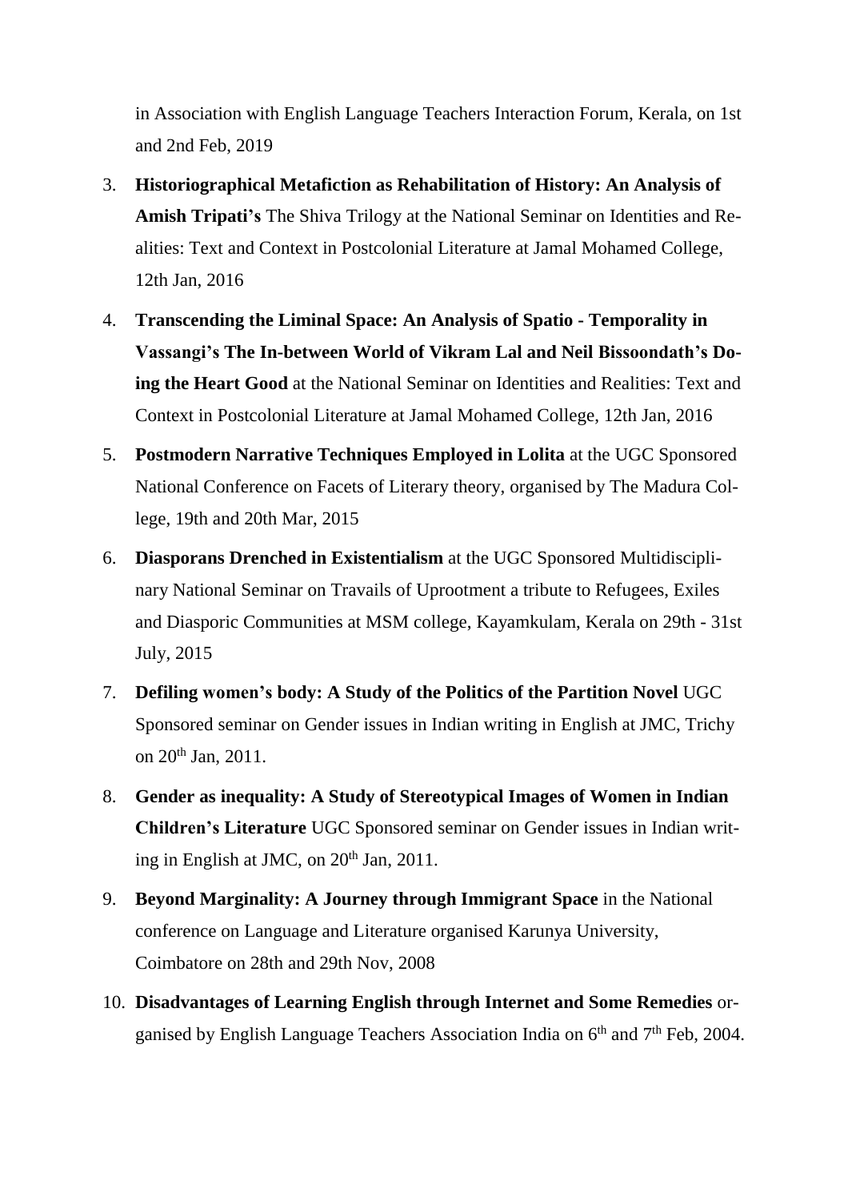in Association with English Language Teachers Interaction Forum, Kerala, on 1st and 2nd Feb, 2019

3. **Historiographical Metafiction as Rehabilitation of History: An Analysis of Amish Tripati's** The Shiva Trilogy at the National Seminar on Identities and Realities: Text and Context in Postcolonial Literature at Jamal Mohamed College, 12th Jan, 2016
4. **Transcending the Liminal Space: An Analysis of Spatio - Temporality in Vassangi's The In-between World of Vikram Lal and Neil Bissoondath's Doing the Heart Good** at the National Seminar on Identities and Realities: Text and Context in Postcolonial Literature at Jamal Mohamed College, 12th Jan, 2016
5. **Postmodern Narrative Techniques Employed in Lolita** at the UGC Sponsored National Conference on Facets of Literary theory, organised by The Madura College, 19th and 20th Mar, 2015
6. **Diasporans Drenched in Existentialism** at the UGC Sponsored Multidisciplinary National Seminar on Travails of Uprootment a tribute to Refugees, Exiles and Diasporic Communities at MSM college, Kayamkulam, Kerala on 29th - 31st July, 2015
7. **Defiling women's body: A Study of the Politics of the Partition Novel** UGC Sponsored seminar on Gender issues in Indian writing in English at JMC, Trichy on 20th Jan, 2011.
8. **Gender as inequality: A Study of Stereotypical Images of Women in Indian Children's Literature** UGC Sponsored seminar on Gender issues in Indian writing in English at JMC, on 20th Jan, 2011.
9. **Beyond Marginality: A Journey through Immigrant Space** in the National conference on Language and Literature organised Karunya University, Coimbatore on 28th and 29th Nov, 2008
10. **Disadvantages of Learning English through Internet and Some Remedies** organised by English Language Teachers Association India on 6th and 7th Feb, 2004.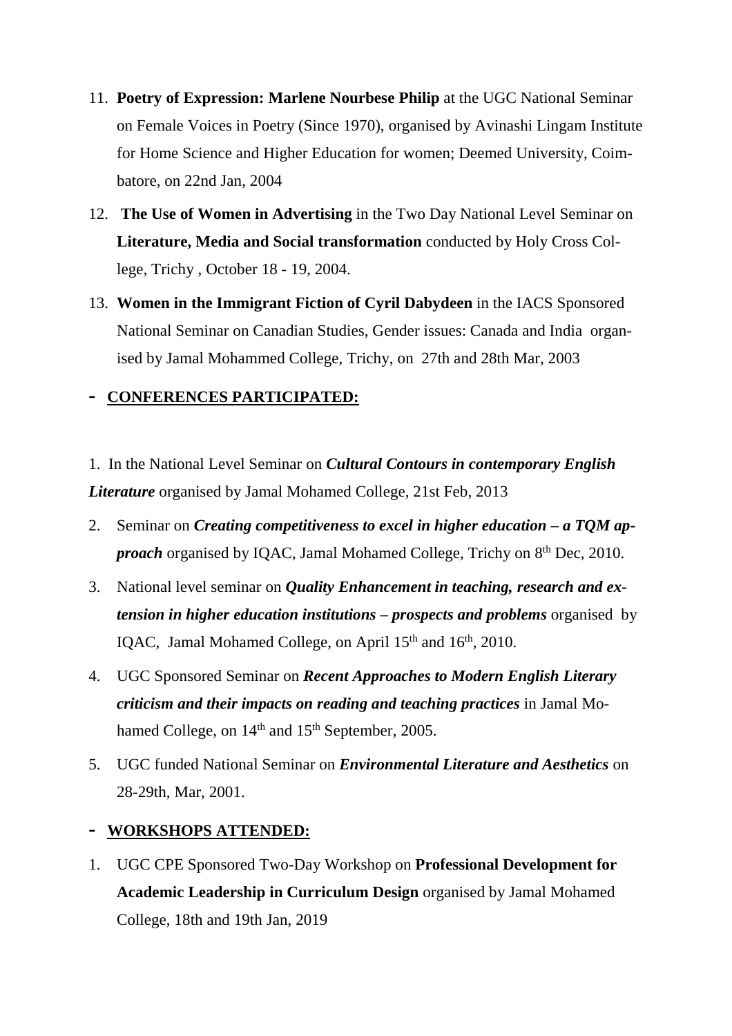11. **Poetry of Expression: Marlene Nourbese Philip** at the UGC National Seminar on Female Voices in Poetry (Since 1970), organised by Avinashi Lingam Institute for Home Science and Higher Education for women; Deemed University, Coimbatore, on 22nd Jan, 2004
12. **The Use of Women in Advertising** in the Two Day National Level Seminar on **Literature, Media and Social transformation** conducted by Holy Cross College, Trichy , October 18 - 19, 2004.
13. **Women in the Immigrant Fiction of Cyril Dabydeen** in the IACS Sponsored National Seminar on Canadian Studies, Gender issues: Canada and India organised by Jamal Mohammed College, Trichy, on 27th and 28th Mar, 2003

## - CONFERENCES PARTICIPATED:

1. In the National Level Seminar on ***Cultural Contours in contemporary English Literature*** organised by Jamal Mohamed College, 21st Feb, 2013
2. Seminar on ***Creating competitiveness to excel in higher education – a TQM approach*** organised by IQAC, Jamal Mohamed College, Trichy on 8th Dec, 2010.
3. National level seminar on ***Quality Enhancement in teaching, research and extension in higher education institutions – prospects and problems*** organised by IQAC, Jamal Mohamed College, on April 15th and 16th, 2010.
4. UGC Sponsored Seminar on ***Recent Approaches to Modern English Literary criticism and their impacts on reading and teaching practices*** in Jamal Mohamed College, on 14th and 15th September, 2005.
5. UGC funded National Seminar on ***Environmental Literature and Aesthetics*** on 28-29th, Mar, 2001.

## - WORKSHOPS ATTENDED:

1. UGC CPE Sponsored Two-Day Workshop on **Professional Development for Academic Leadership in Curriculum Design** organised by Jamal Mohamed College, 18th and 19th Jan, 2019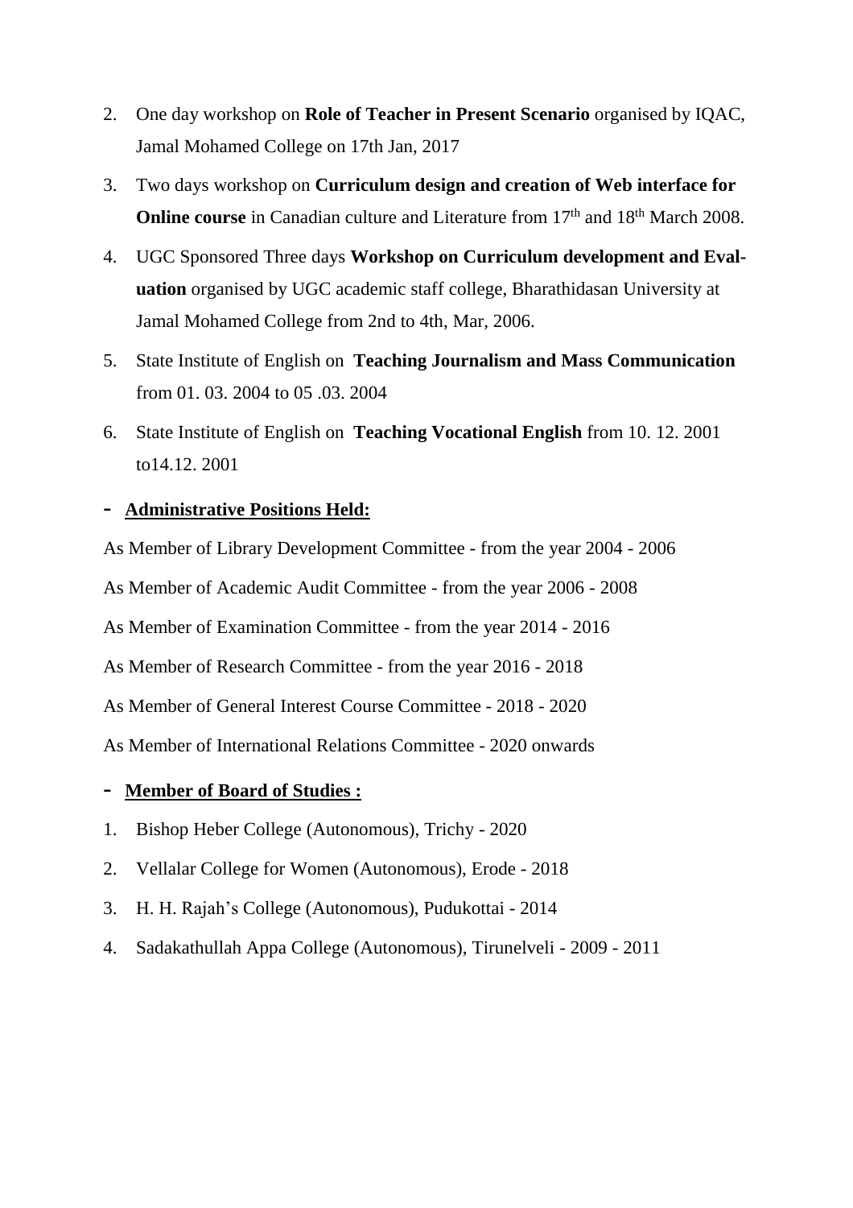2. One day workshop on **Role of Teacher in Present Scenario** organised by IQAC, Jamal Mohamed College on 17th Jan, 2017
3. Two days workshop on **Curriculum design and creation of Web interface for Online course** in Canadian culture and Literature from 17th and 18th March 2008.
4. UGC Sponsored Three days **Workshop on Curriculum development and Evaluation** organised by UGC academic staff college, Bharathidasan University at Jamal Mohamed College from 2nd to 4th, Mar, 2006.
5. State Institute of English on **Teaching Journalism and Mass Communication** from 01. 03. 2004 to 05 .03. 2004
6. State Institute of English on **Teaching Vocational English** from 10. 12. 2001 to14.12. 2001

- **Administrative Positions Held:**

As Member of Library Development Committee - from the year 2004 - 2006

As Member of Academic Audit Committee - from the year 2006 - 2008

As Member of Examination Committee - from the year 2014 - 2016

As Member of Research Committee - from the year 2016 - 2018

As Member of General Interest Course Committee - 2018 - 2020

As Member of International Relations Committee - 2020 onwards

- **Member of Board of Studies :**

1. Bishop Heber College (Autonomous), Trichy - 2020
2. Vellalar College for Women (Autonomous), Erode - 2018
3. H. H. Rajah's College (Autonomous), Pudukottai - 2014
4. Sadakathullah Appa College (Autonomous), Tirunelveli - 2009 - 2011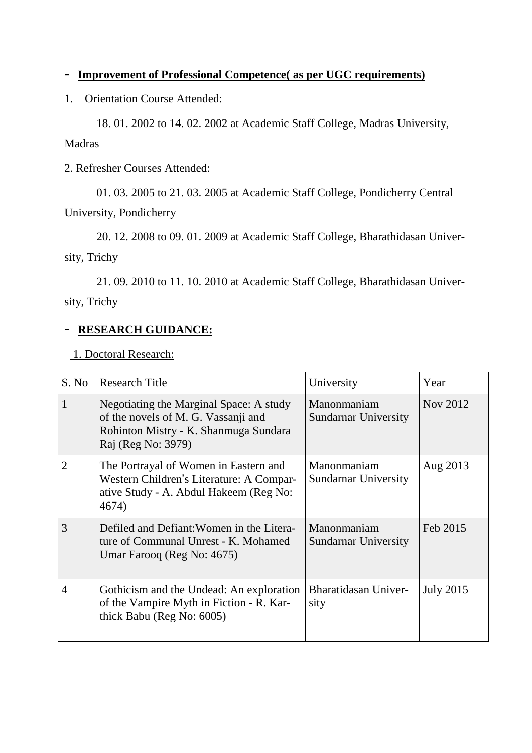- **Improvement of Professional Competence( as per UGC requirements)**

1. Orientation Course Attended:

    18. 01. 2002 to 14. 02. 2002 at Academic Staff College, Madras University, Madras

2. Refresher Courses Attended:

    01. 03. 2005 to 21. 03. 2005 at Academic Staff College, Pondicherry Central University, Pondicherry

    20. 12. 2008 to 09. 01. 2009 at Academic Staff College, Bharathidasan University, Trichy

    21. 09. 2010 to 11. 10. 2010 at Academic Staff College, Bharathidasan University, Trichy

- **RESEARCH GUIDANCE:**

1. Doctoral Research:

| S. No | Research Title | University | Year |
|---|---|---|---|
| 1 | Negotiating the Marginal Space: A study of the novels of M. G. Vassanji and Rohinton Mistry - K. Shanmuga Sundara Raj (Reg No: 3979) | Manonmaniam Sundarnar University | Nov 2012 |
| 2 | The Portrayal of Women in Eastern and Western Children's Literature: A Comparative Study - A. Abdul Hakeem (Reg No: 4674) | Manonmaniam Sundarnar University | Aug 2013 |
| 3 | Defiled and Defiant:Women in the Literature of Communal Unrest - K. Mohamed Umar Farooq (Reg No: 4675) | Manonmaniam Sundarnar University | Feb 2015 |
| 4 | Gothicism and the Undead: An exploration of the Vampire Myth in Fiction - R. Karthick Babu (Reg No: 6005) | Bharatidasan University | July 2015 |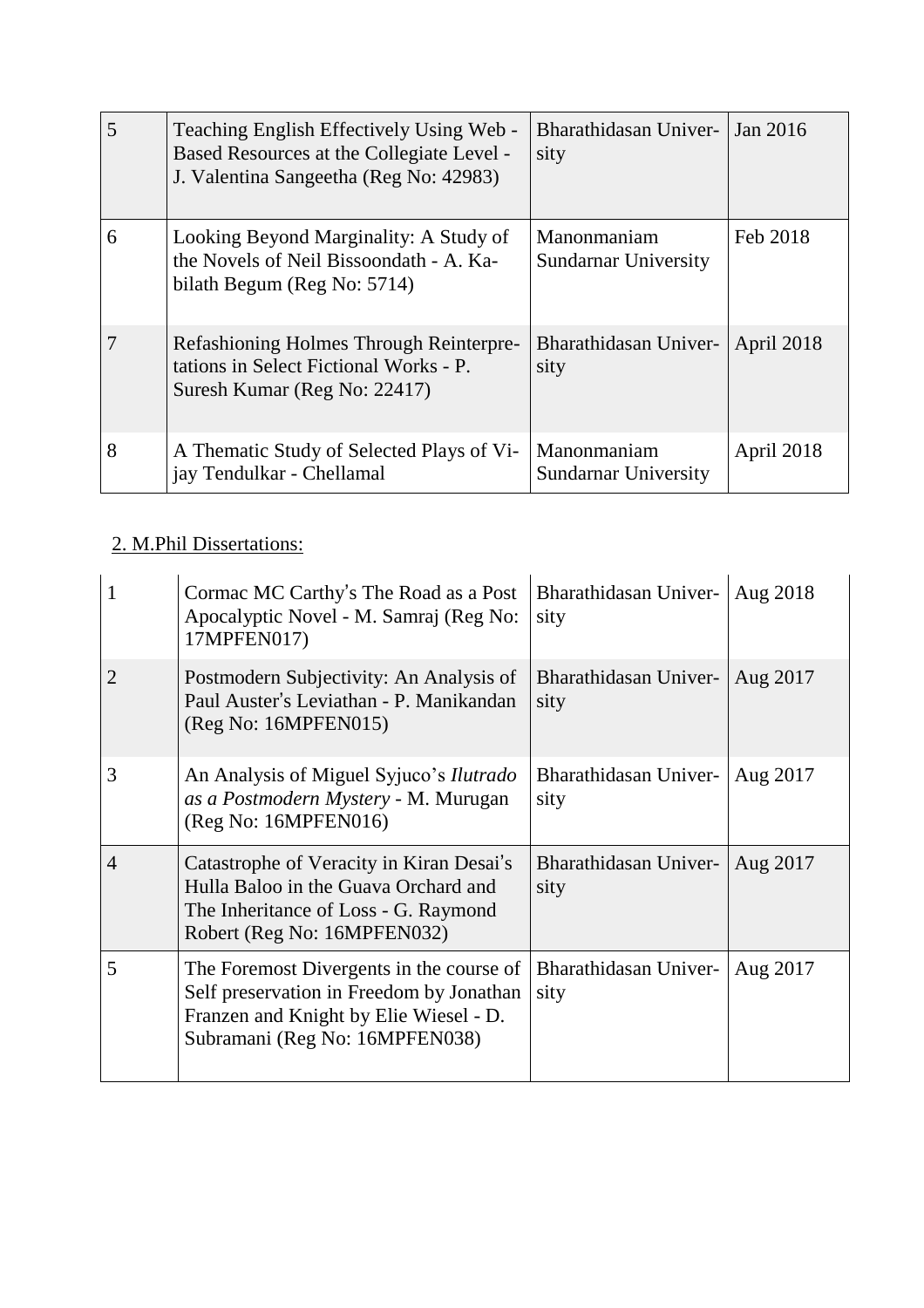| 5 | Teaching English Effectively Using Web - Based Resources at the Collegiate Level - J. Valentina Sangeetha (Reg No: 42983) | Bharathidasan University | Jan 2016 |
|---|---|---|---|
| 6 | Looking Beyond Marginality: A Study of the Novels of Neil Bissoondath - A. Kabilath Begum (Reg No: 5714) | Manonmaniam Sundarnar University | Feb 2018 |
| 7 | Refashioning Holmes Through Reinterpretations in Select Fictional Works - P. Suresh Kumar (Reg No: 22417) | Bharathidasan University | April 2018 |
| 8 | A Thematic Study of Selected Plays of Vijay Tendulkar - Chellamal | Manonmaniam Sundarnar University | April 2018 |

2. M.Phil Dissertations:

| 1 | Cormac MC Carthy's The Road as a Post Apocalyptic Novel - M. Samraj (Reg No: 17MPFEN017) | Bharathidasan University | Aug 2018 |
|---|---|---|---|
| 2 | Postmodern Subjectivity: An Analysis of Paul Auster's Leviathan - P. Manikandan (Reg No: 16MPFEN015) | Bharathidasan University | Aug 2017 |
| 3 | An Analysis of Miguel Syjuco's *Ilutrado as a Postmodern Mystery* - M. Murugan (Reg No: 16MPFEN016) | Bharathidasan University | Aug 2017 |
| 4 | Catastrophe of Veracity in Kiran Desai's Hulla Baloo in the Guava Orchard and The Inheritance of Loss - G. Raymond Robert (Reg No: 16MPFEN032) | Bharathidasan University | Aug 2017 |
| 5 | The Foremost Divergents in the course of Self preservation in Freedom by Jonathan Franzen and Knight by Elie Wiesel - D. Subramani (Reg No: 16MPFEN038) | Bharathidasan University | Aug 2017 |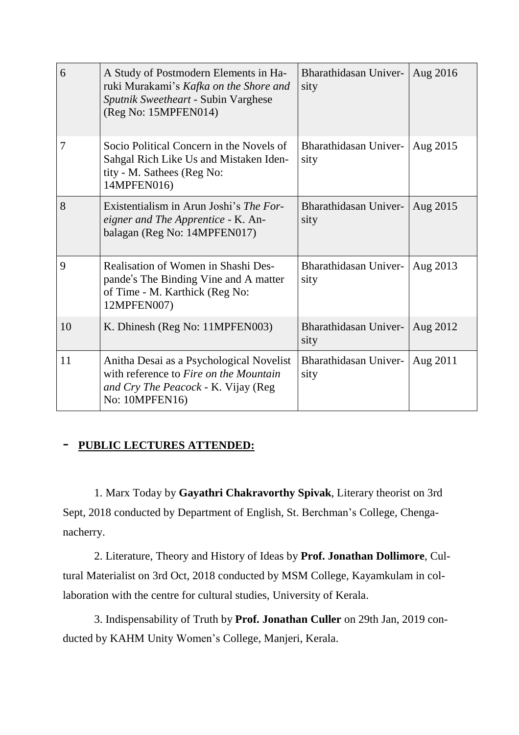| | | | |
|---|---|---|---|
| 6 | A Study of Postmodern Elements in Haruki Murakami's *Kafka on the Shore and Sputnik Sweetheart* - Subin Varghese (Reg No: 15MPFEN014) | Bharathidasan University | Aug 2016 |
| 7 | Socio Political Concern in the Novels of Sahgal Rich Like Us and Mistaken Identity - M. Sathees (Reg No: 14MPFEN016) | Bharathidasan University | Aug 2015 |
| 8 | Existentialism in Arun Joshi's *The Foreigner and The Apprentice* - K. Anbalagan (Reg No: 14MPFEN017) | Bharathidasan University | Aug 2015 |
| 9 | Realisation of Women in Shashi Despande's The Binding Vine and A matter of Time - M. Karthick (Reg No: 12MPFEN007) | Bharathidasan University | Aug 2013 |
| 10 | K. Dhinesh (Reg No: 11MPFEN003) | Bharathidasan University | Aug 2012 |
| 11 | Anitha Desai as a Psychological Novelist with reference to *Fire on the Mountain and Cry The Peacock* - K. Vijay (Reg No: 10MPFEN16) | Bharathidasan University | Aug 2011 |

- **PUBLIC LECTURES ATTENDED:**

1. Marx Today by **Gayathri Chakravorthy Spivak**, Literary theorist on 3rd Sept, 2018 conducted by Department of English, St. Berchman's College, Changanacherry.

2. Literature, Theory and History of Ideas by **Prof. Jonathan Dollimore**, Cultural Materialist on 3rd Oct, 2018 conducted by MSM College, Kayamkulam in collaboration with the centre for cultural studies, University of Kerala.

3. Indispensability of Truth by **Prof. Jonathan Culler** on 29th Jan, 2019 conducted by KAHM Unity Women's College, Manjeri, Kerala.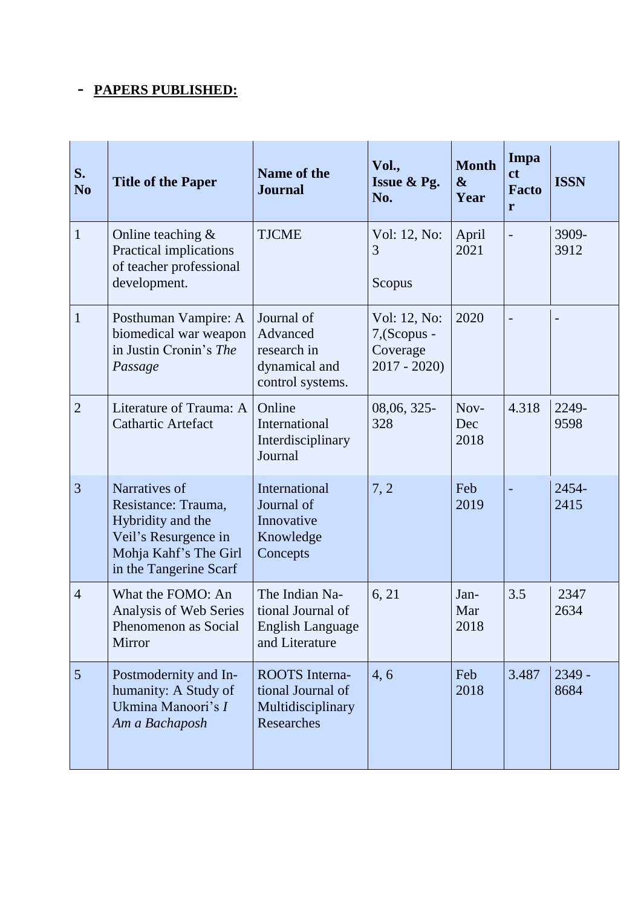## - PAPERS PUBLISHED:

| S. No | Title of the Paper | Name of the Journal | Vol., Issue & Pg. No. | Month & Year | Impact Factor | ISSN |
|---|---|---|---|---|---|---|
| 1 | Online teaching & Practical implications of teacher professional development. | TJCME | Vol: 12, No: 3<br><br>Scopus | April 2021 | - | 3909-3912 |
| 1 | Posthuman Vampire: A biomedical war weapon in Justin Cronin's *The Passage* | Journal of Advanced research in dynamical and control systems. | Vol: 12, No: 7,(Scopus - Coverage 2017 - 2020) | 2020 | - | - |
| 2 | Literature of Trauma: A Cathartic Artefact | Online International Interdisciplinary Journal | 08,06, 325-328 | Nov-Dec 2018 | 4.318 | 2249-9598 |
| 3 | Narratives of Resistance: Trauma, Hybridity and the Veil's Resurgence in Mohja Kahf's The Girl in the Tangerine Scarf | International Journal of Innovative Knowledge Concepts | 7, 2 | Feb 2019 | - | 2454-2415 |
| 4 | What the FOMO: An Analysis of Web Series Phenomenon as Social Mirror | The Indian National Journal of English Language and Literature | 6, 21 | Jan-Mar 2018 | 3.5 | 2347 2634 |
| 5 | Postmodernity and Inhumanity: A Study of Ukmina Manoori's *I Am a Bachaposh* | ROOTS International Journal of Multidisciplinary Researches | 4, 6 | Feb 2018 | 3.487 | 2349 - 8684 |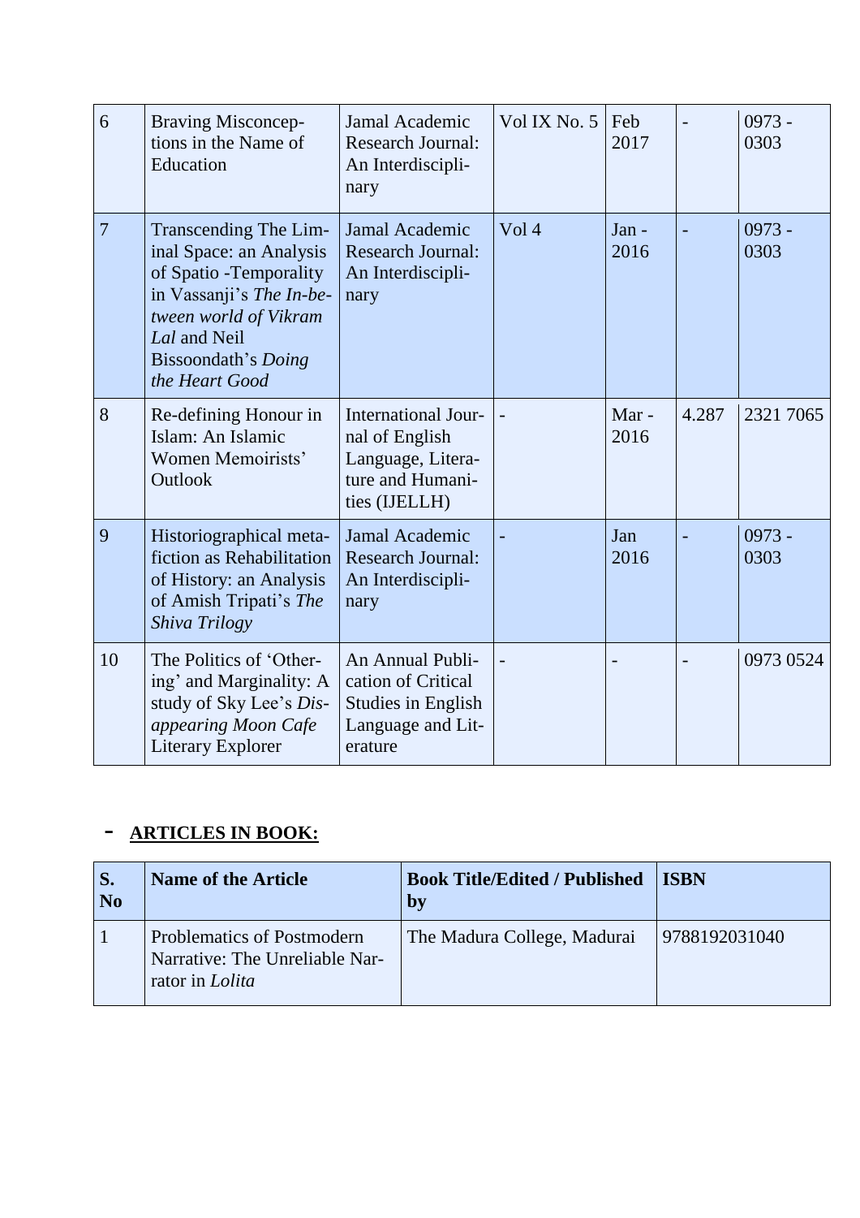| 6 | Braving Misconceptions in the Name of Education | Jamal Academic Research Journal: An Interdisciplinary | Vol IX No. 5 | Feb 2017 | - | 0973 - 0303 |
|---|---|---|---|---|---|---|
| 7 | Transcending The Liminal Space: an Analysis of Spatio -Temporality in Vassanji's *The In-between world of Vikram Lal* and Neil Bissoondath's *Doing the Heart Good* | Jamal Academic Research Journal: An Interdisciplinary | Vol 4 | Jan - 2016 | - | 0973 - 0303 |
| 8 | Re-defining Honour in Islam: An Islamic Women Memoirists' Outlook | International Journal of English Language, Literature and Humanities (IJELLH) | - | Mar - 2016 | 4.287 | 2321 7065 |
| 9 | Historiographical metafiction as Rehabilitation of History: an Analysis of Amish Tripati's *The Shiva Trilogy* | Jamal Academic Research Journal: An Interdisciplinary | - | Jan 2016 | - | 0973 - 0303 |
| 10 | The Politics of 'Othering' and Marginality: A study of Sky Lee's *Disappearing Moon Cafe* Literary Explorer | An Annual Publication of Critical Studies in English Language and Literature | - | - | - | 0973 0524 |

- **ARTICLES IN BOOK:**

| S. No | Name of the Article | Book Title/Edited / Published by | ISBN |
|---|---|---|---|
| 1 | Problematics of Postmodern Narrative: The Unreliable Narrator in *Lolita* | The Madura College, Madurai | 9788192031040 |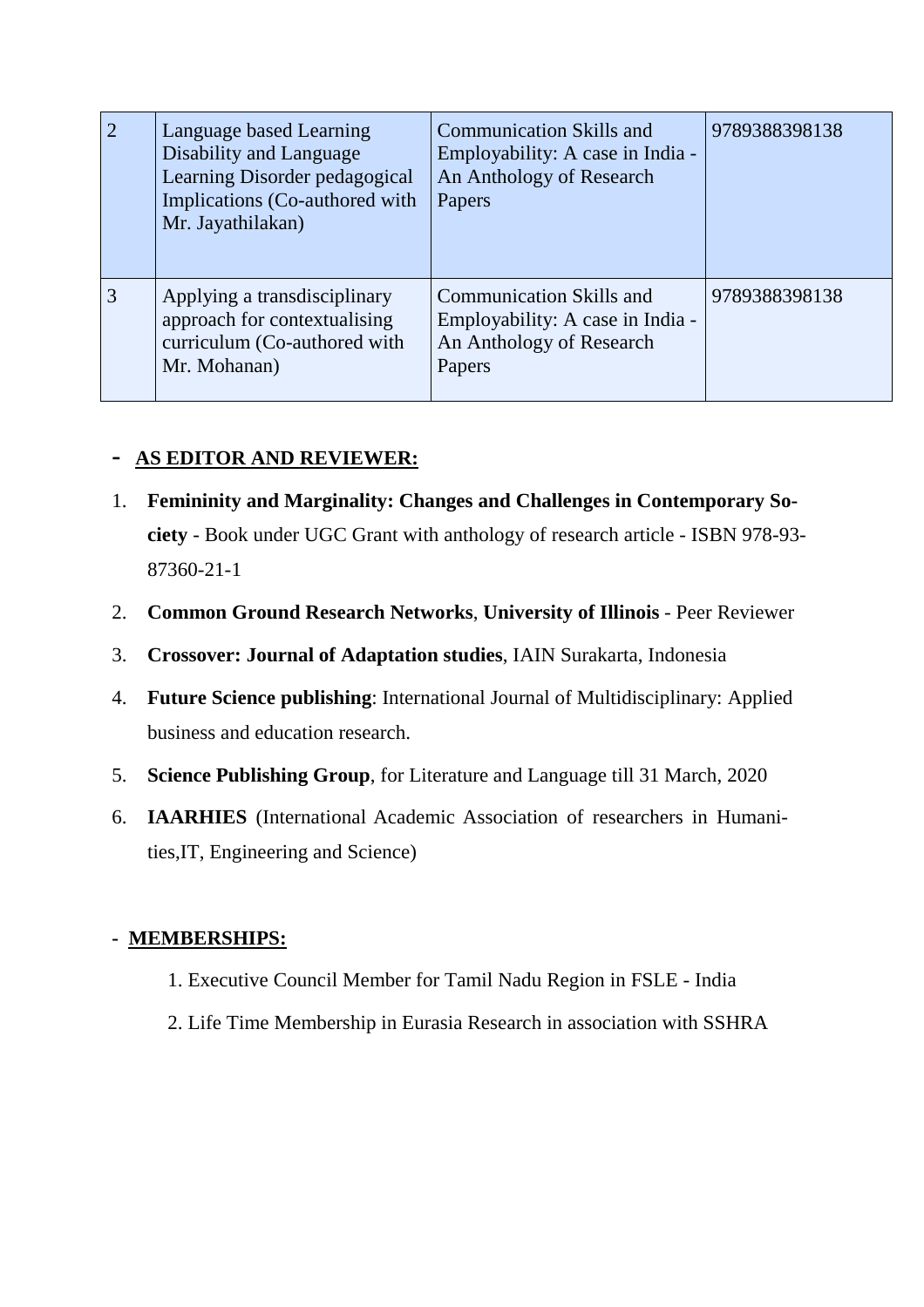| | | | |
|---|---|---|---|
| 2 | Language based Learning Disability and Language Learning Disorder pedagogical Implications (Co-authored with Mr. Jayathilakan) | Communication Skills and Employability: A case in India - An Anthology of Research Papers | 9789388398138 |
| 3 | Applying a transdisciplinary approach for contextualising curriculum (Co-authored with Mr. Mohanan) | Communication Skills and Employability: A case in India - An Anthology of Research Papers | 9789388398138 |

- **AS EDITOR AND REVIEWER:**

1. **Femininity and Marginality: Changes and Challenges in Contemporary Society** - Book under UGC Grant with anthology of research article - ISBN 978-93-87360-21-1
2. **Common Ground Research Networks**, **University of Illinois** - Peer Reviewer
3. **Crossover: Journal of Adaptation studies**, IAIN Surakarta, Indonesia
4. **Future Science publishing**: International Journal of Multidisciplinary: Applied business and education research.
5. **Science Publishing Group**, for Literature and Language till 31 March, 2020
6. **IAARHIES** (International Academic Association of researchers in Humanities,IT, Engineering and Science)

- **MEMBERSHIPS:**

1. Executive Council Member for Tamil Nadu Region in FSLE - India
2. Life Time Membership in Eurasia Research in association with SSHRA